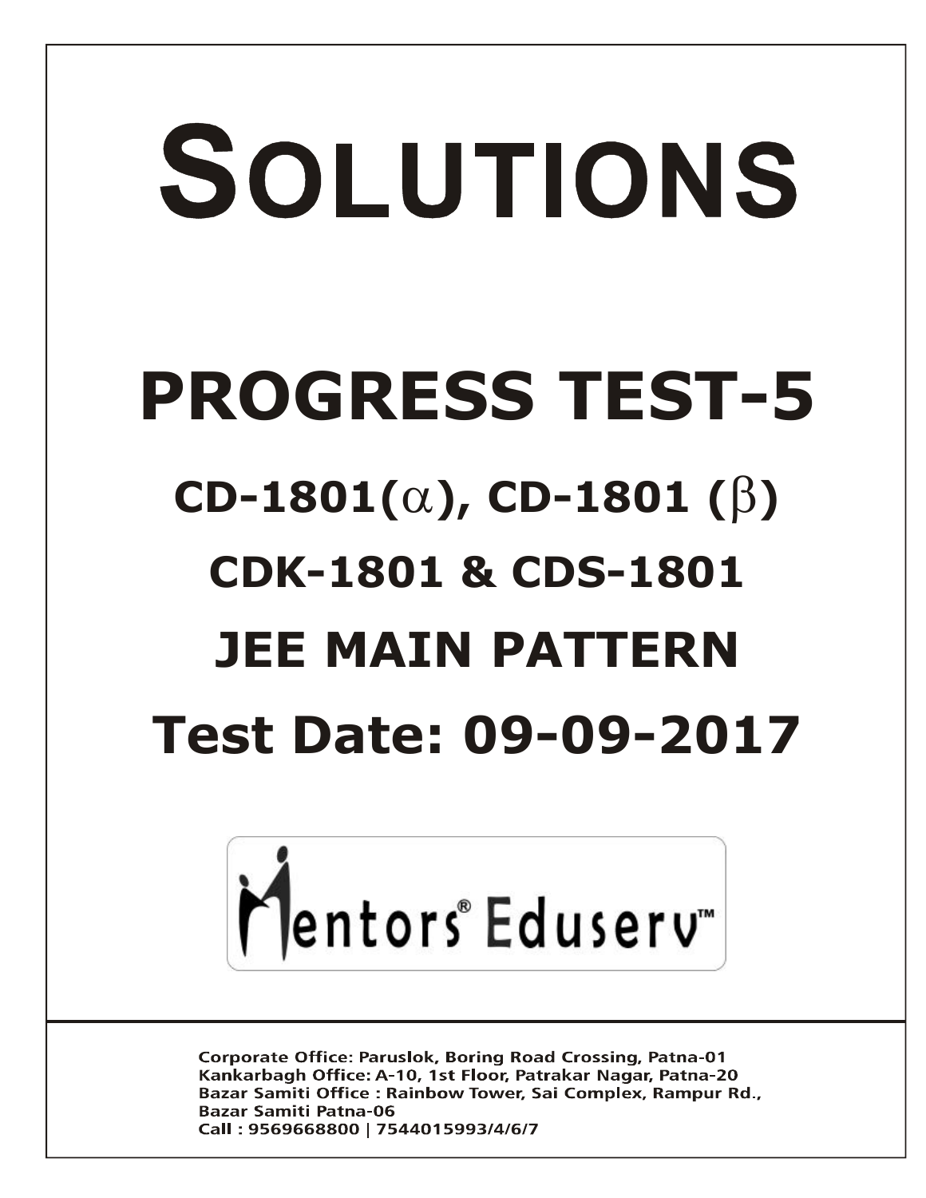# SOLUTIONS

# PROGRESS TEST-5

## CD-1801($\alpha$), CD-1801 ($\beta$)

## CDK-1801 & CDS-1801

## JEE MAIN PATTERN

## Test Date: 09-09-2017

Mentors® Eduserv™

Corporate Office: Paruslok, Boring Road Crossing, Patna-01
Kankarbagh Office: A-10, 1st Floor, Patrakar Nagar, Patna-20
Bazar Samiti Office : Rainbow Tower, Sai Complex, Rampur Rd., Bazar Samiti Patna-06
Call : 9569668800 | 7544015993/4/6/7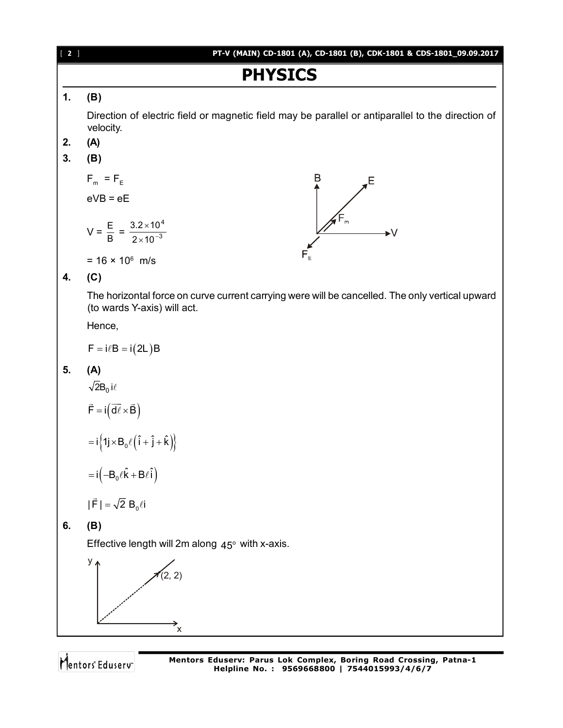# PHYSICS

**1.** **(B)**

Direction of electric field or magnetic field may be parallel or antiparallel to the direction of velocity.

**2.** **(A)**

**3.** **(B)**

$F_m = F_E$

$eVB = eE$

$V = \frac{E}{B} = \frac{3.2\times10^4}{2\times10^{-3}}$

$= 16 \times 10^6$ m/s

**4.** **(C)**

The horizontal force on curve current carrying were will be cancelled. The only vertical upward (to wards Y-axis) will act.

Hence,

$F = i\ell B = i(2L)B$

**5.** **(A)**

$\sqrt{2}B_0 i\ell$

$\vec{F} = i\left(\vec{d\ell}\times\vec{B}\right)$

$= i\left\{1j \times B_0\ell\left(\hat{i}+\hat{j}+\hat{k}\right)\right\}$

$= i\left(-B_0\ell\hat{k} + B\ell\hat{i}\right)$

$|\vec{F}| = \sqrt{2}\ B_0\ell i$

**6.** **(B)**

Effective length will 2m along $45^\circ$ with x-axis.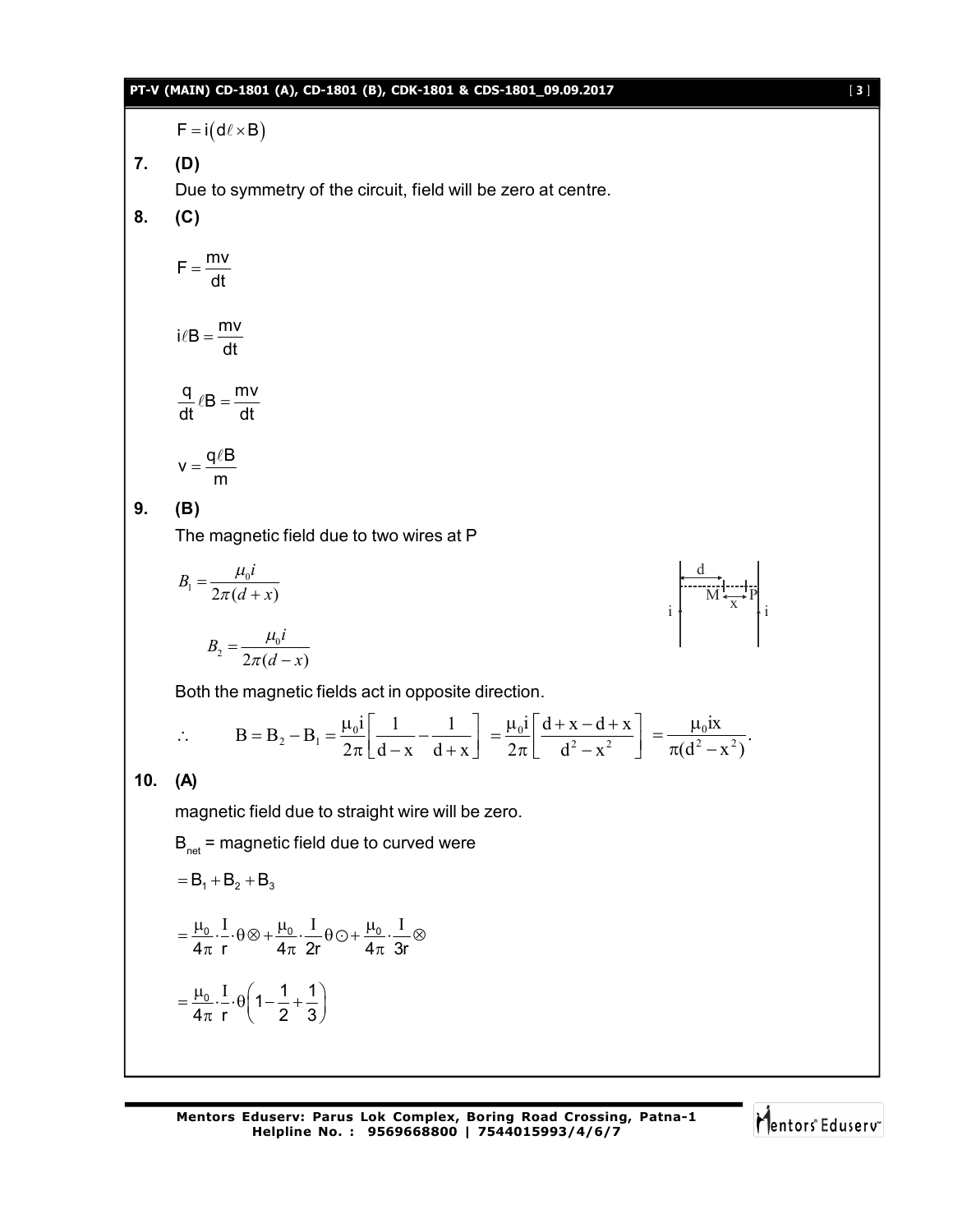$F = i(d\ell \times B)$

**7. (D)**

Due to symmetry of the circuit, field will be zero at centre.

**8. (C)**

$$F = \frac{mv}{dt}$$

$$i\ell B = \frac{mv}{dt}$$

$$\frac{q}{dt}\ell B = \frac{mv}{dt}$$

$$v = \frac{q\ell B}{m}$$

**9. (B)**

The magnetic field due to two wires at P

$$B_1 = \frac{\mu_0 i}{2\pi(d+x)}$$

$$B_2 = \frac{\mu_0 i}{2\pi(d-x)}$$

Both the magnetic fields act in opposite direction.

$$\therefore \quad B = B_2 - B_1 = \frac{\mu_0 i}{2\pi}\left[\frac{1}{d-x} - \frac{1}{d+x}\right] = \frac{\mu_0 i}{2\pi}\left[\frac{d+x-d+x}{d^2-x^2}\right] = \frac{\mu_0 ix}{\pi(d^2-x^2)}.$$

**10. (A)**

magnetic field due to straight wire will be zero.

$B_{net}$ = magnetic field due to curved were

$$= B_1 + B_2 + B_3$$

$$= \frac{\mu_0}{4\pi}\cdot\frac{I}{r}\cdot\theta\otimes + \frac{\mu_0}{4\pi}\cdot\frac{I}{2r}\theta\odot + \frac{\mu_0}{4\pi}\cdot\frac{I}{3r}\otimes$$

$$= \frac{\mu_0}{4\pi}\cdot\frac{I}{r}\cdot\theta\left(1 - \frac{1}{2} + \frac{1}{3}\right)$$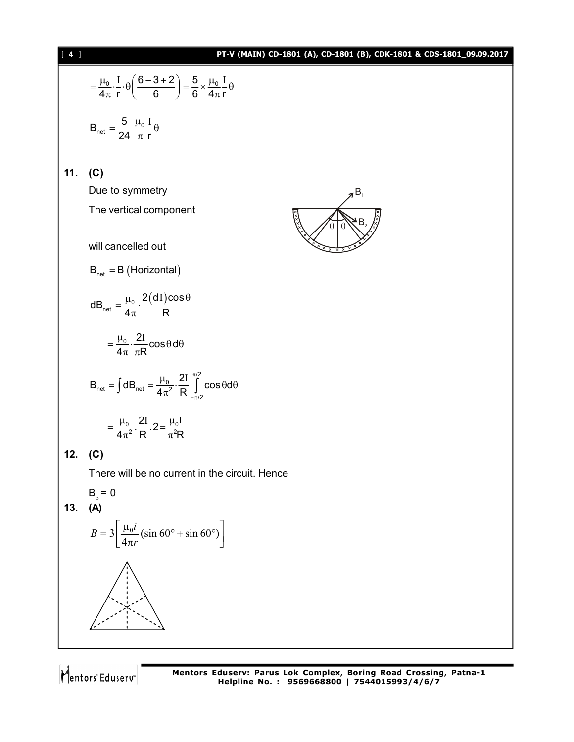$$= \frac{\mu_0}{4\pi} \cdot \frac{I}{r} \cdot \theta \left( \frac{6-3+2}{6} \right) = \frac{5}{6} \times \frac{\mu_0}{4\pi} \frac{I}{r} \theta$$

$$B_{net} = \frac{5}{24} \frac{\mu_0}{\pi} \frac{I}{r} \theta$$

**11. (C)**

Due to symmetry

The vertical component

will cancelled out

$B_{net} = B$ (Horizontal)

$$dB_{net} = \frac{\mu_0}{4\pi} \cdot \frac{2(dI)\cos\theta}{R}$$

$$= \frac{\mu_0}{4\pi} \cdot \frac{2I}{\pi R} \cos\theta \, d\theta$$

$$B_{net} = \int dB_{net} = \frac{\mu_0}{4\pi^2} \cdot \frac{2I}{R} \int_{-\pi/2}^{\pi/2} \cos\theta d\theta$$

$$= \frac{\mu_0}{4\pi^2} \cdot \frac{2I}{R} . 2 = \frac{\mu_0 I}{\pi^2 R}$$

**12. (C)**

There will be no current in the circuit. Hence

$B_{\rho} = 0$

**13. (A)**

$$B = 3\left[\frac{\mu_0 i}{4\pi r}(\sin 60° + \sin 60°)\right]$$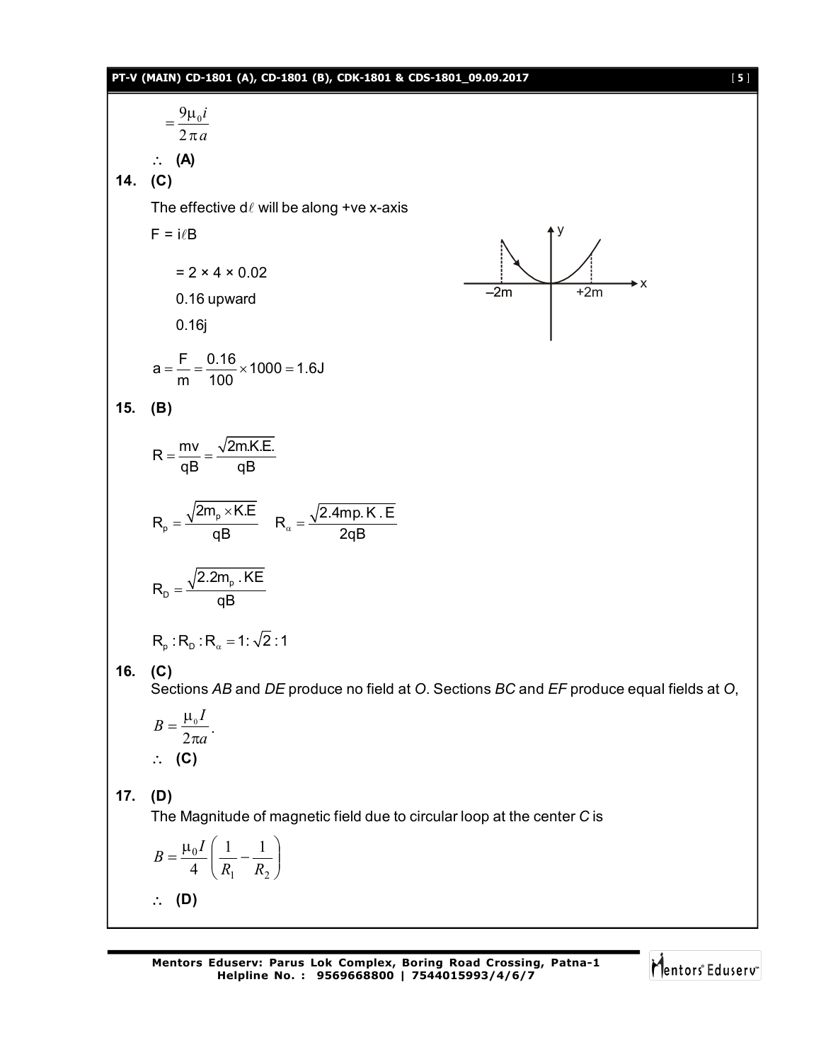$$= \frac{9\mu_0 i}{2\pi a}$$

$\therefore$ **(A)**

**14. (C)**

The effective $d\ell$ will be along +ve x-axis

$F = i\ell B$

$= 2 \times 4 \times 0.02$

0.16 upward

0.16j

$$a = \frac{F}{m} = \frac{0.16}{100} \times 1000 = 1.6J$$

**15. (B)**

$$R = \frac{mv}{qB} = \frac{\sqrt{2m.K.E.}}{qB}$$

$$R_p = \frac{\sqrt{2m_p \times K.E}}{qB} \quad R_\alpha = \frac{\sqrt{2.4mp.K.E}}{2qB}$$

$$R_D = \frac{\sqrt{2.2m_p.KE}}{qB}$$

$$R_p : R_D : R_\alpha = 1 : \sqrt{2} : 1$$

**16. (C)**

Sections *AB* and *DE* produce no field at *O*. Sections *BC* and *EF* produce equal fields at *O*,

$$B = \frac{\mu_0 I}{2\pi a}.$$

$\therefore$ **(C)**

**17. (D)**

The Magnitude of magnetic field due to circular loop at the center *C* is

$$B = \frac{\mu_0 I}{4}\left(\frac{1}{R_1} - \frac{1}{R_2}\right)$$

$\therefore$ **(D)**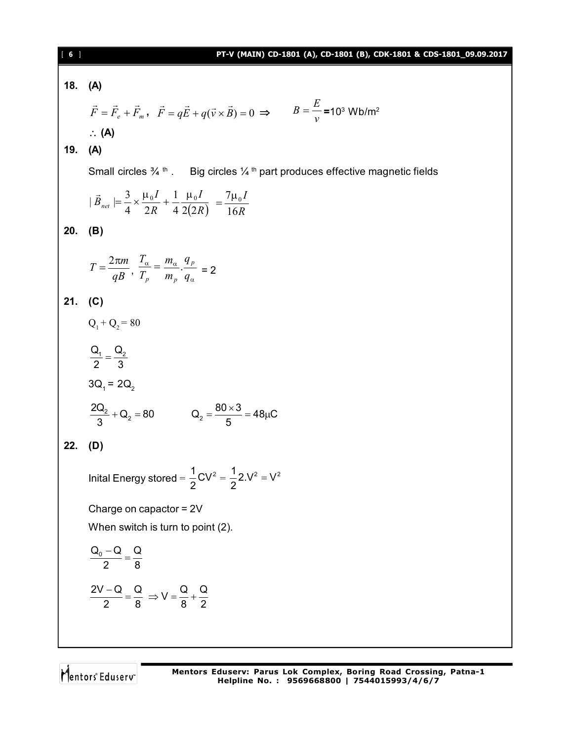**18. (A)**

$\vec{F} = \vec{F}_e + \vec{F}_m$ , $\vec{F} = q\vec{E} + q(\vec{v} \times \vec{B}) = 0 \Rightarrow$ $B = \dfrac{E}{v}$ = $10^3$ Wb/m$^2$

$\therefore$ **(A)**

**19. (A)**

Small circles ¾ th . Big circles ¼ th part produces effective magnetic fields

$$|\vec{B}_{net}| = \frac{3}{4} \times \frac{\mu_0 I}{2R} + \frac{1}{4}\frac{\mu_0 I}{2(2R)} = \frac{7\mu_0 I}{16R}$$

**20. (B)**

$T = \dfrac{2\pi m}{qB}$ , $\dfrac{T_\alpha}{T_p} = \dfrac{m_\alpha}{m_p} \cdot \dfrac{q_p}{q_\alpha}$ = 2

**21. (C)**

$Q_1 + Q_2 = 80$

$\dfrac{Q_1}{2} = \dfrac{Q_2}{3}$

$3Q_1 = 2Q_2$

$\dfrac{2Q_2}{3} + Q_2 = 80$ $Q_2 = \dfrac{80 \times 3}{5} = 48\mu C$

**22. (D)**

Inital Energy stored $= \dfrac{1}{2}CV^2 = \dfrac{1}{2}2.V^2 = V^2$

Charge on capacitor = 2V

When switch is turn to point (2).

$\dfrac{Q_0 - Q}{2} = \dfrac{Q}{8}$

$\dfrac{2V - Q}{2} = \dfrac{Q}{8} \Rightarrow V = \dfrac{Q}{8} + \dfrac{Q}{2}$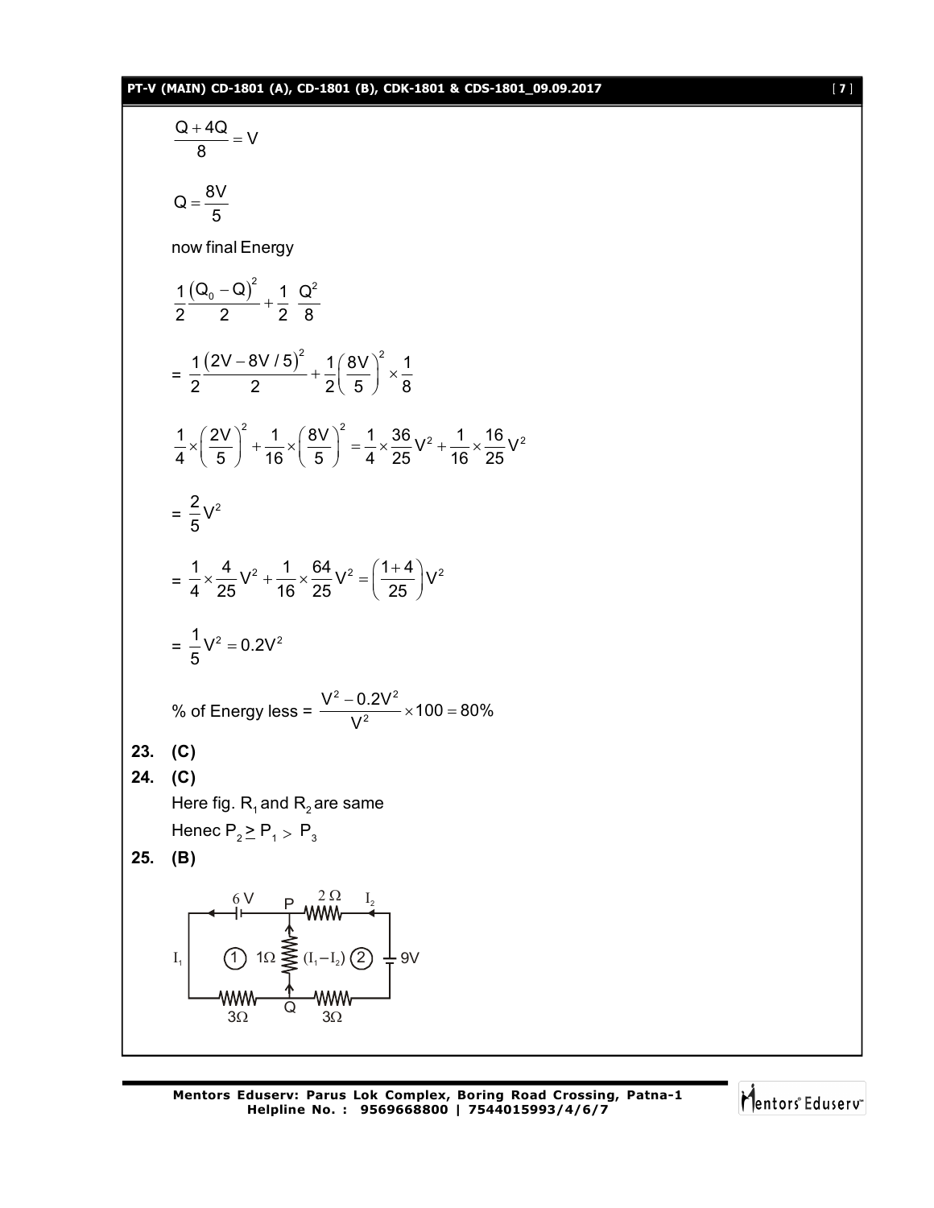$$\frac{Q+4Q}{8} = V$$

$$Q = \frac{8V}{5}$$

now final Energy

$$\frac{1}{2}\frac{\left(Q_0 - Q\right)^2}{2} + \frac{1}{2}\ \frac{Q^2}{8}$$

$$= \frac{1}{2}\frac{\left(2V - 8V/5\right)^2}{2} + \frac{1}{2}\left(\frac{8V}{5}\right)^2 \times \frac{1}{8}$$

$$\frac{1}{4}\times\left(\frac{2V}{5}\right)^2 + \frac{1}{16}\times\left(\frac{8V}{5}\right)^2 = \frac{1}{4}\times\frac{36}{25}V^2 + \frac{1}{16}\times\frac{16}{25}V^2$$

$$= \frac{2}{5}V^2$$

$$= \frac{1}{4}\times\frac{4}{25}V^2 + \frac{1}{16}\times\frac{64}{25}V^2 = \left(\frac{1+4}{25}\right)V^2$$

$$= \frac{1}{5}V^2 = 0.2V^2$$

% of Energy less = $\frac{V^2 - 0.2V^2}{V^2} \times 100 = 80\%$

**23. (C)**

**24. (C)**

Here fig. $R_1$ and $R_2$ are same

Henec $P_2 \geq P_1 > P_3$

**25. (B)**

6 V, P, 2 Ω, $I_2$, $I_1$, ① 1Ω $(I_1 - I_2)$ ②, 9V, 3Ω, Q, 3Ω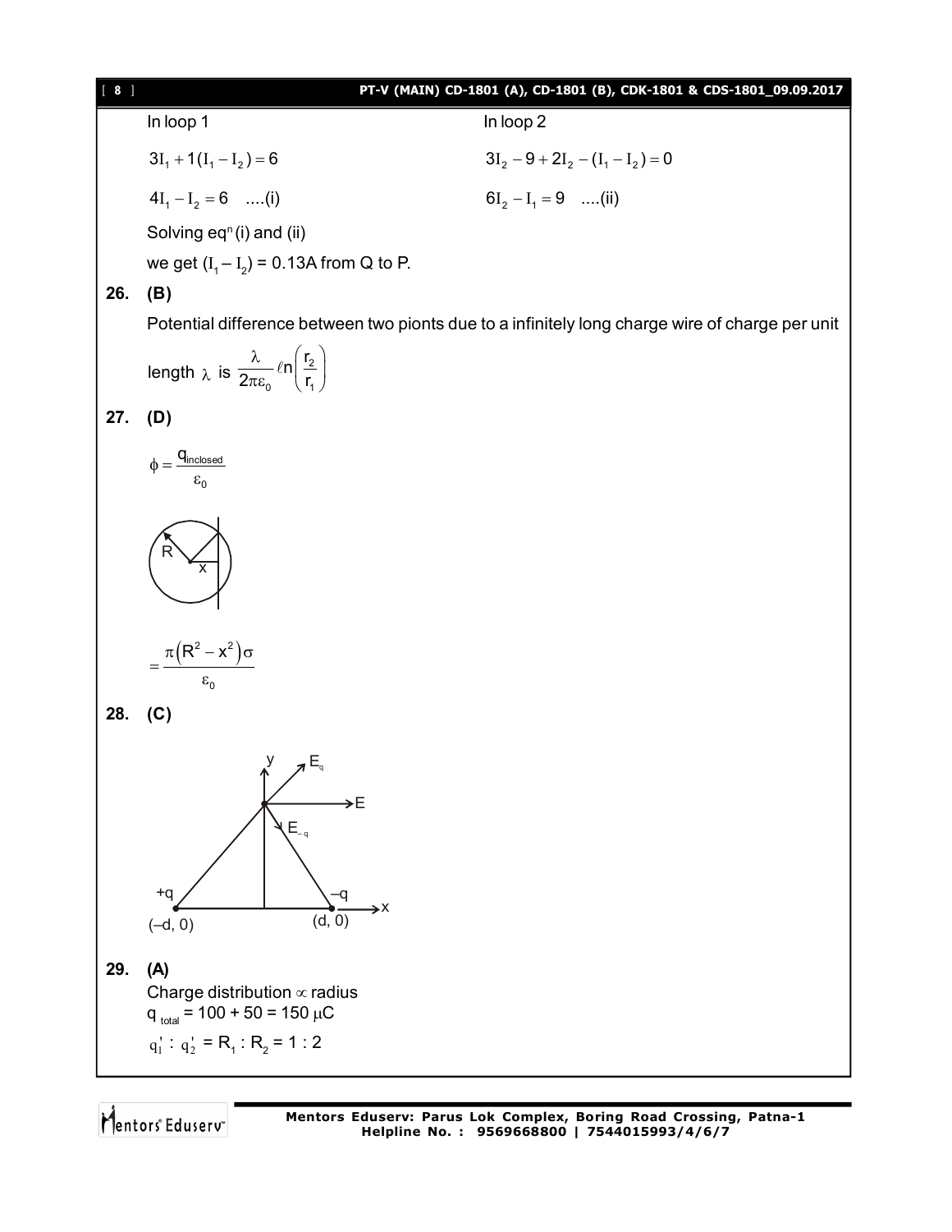In loop 1

$$3I_1 + 1(I_1 - I_2) = 6$$

$$4I_1 - I_2 = 6 \quad ....(i)$$

In loop 2

$$3I_2 - 9 + 2I_2 - (I_1 - I_2) = 0$$

$$6I_2 - I_1 = 9 \quad ....(ii)$$

Solving $eq^n$ (i) and (ii)

we get $(I_1 - I_2)$ = 0.13A from Q to P.

**26. (B)**

Potential difference between two pionts due to a infinitely long charge wire of charge per unit length $\lambda$ is $\frac{\lambda}{2\pi\varepsilon_0}\ell n\left(\frac{r_2}{r_1}\right)$

**27. (D)**

$$\phi = \frac{q_{inclosed}}{\varepsilon_0}$$

$$= \frac{\pi\left(R^2 - x^2\right)\sigma}{\varepsilon_0}$$

**28. (C)**

**29. (A)**

Charge distribution $\propto$ radius

$q_{total}$ = 100 + 50 = 150 $\mu$C

$q_1' : q_2' = R_1 : R_2 = 1 : 2$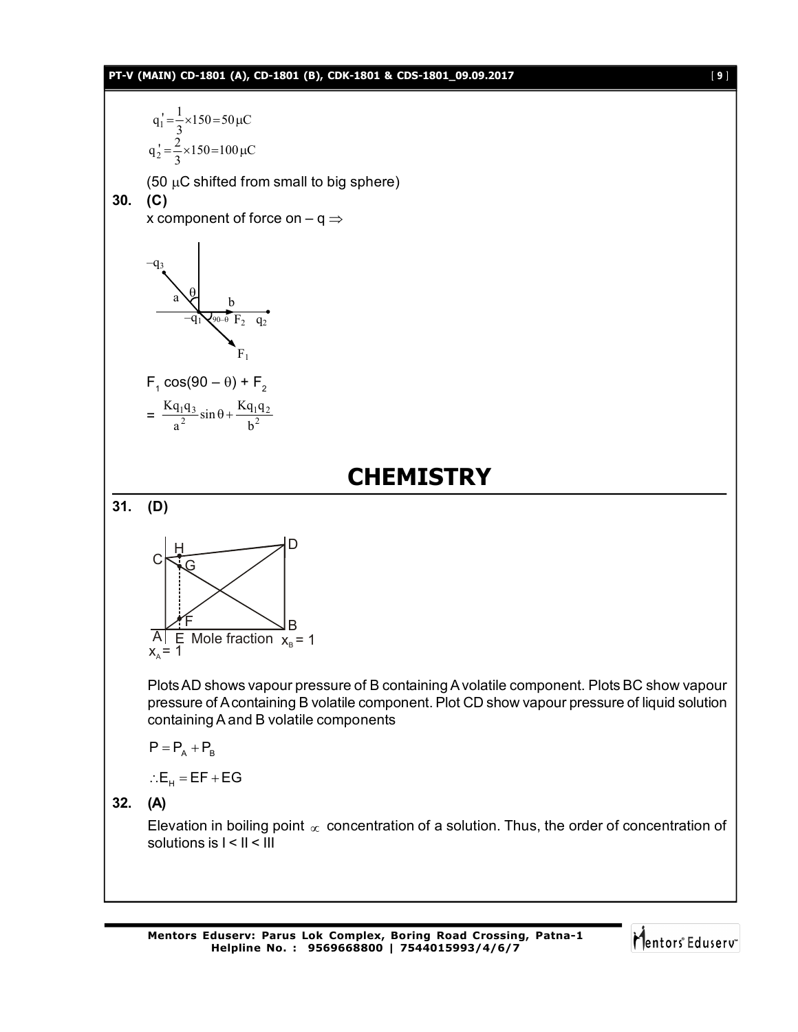$$q_1' = \frac{1}{3} \times 150 = 50\,\mu C$$

$$q_2' = \frac{2}{3} \times 150 = 100\,\mu C$$

(50 $\mu$C shifted from small to big sphere)

**30. (C)**

x component of force on – q $\Rightarrow$

$F_1 \cos(90 - \theta) + F_2$

$$= \frac{Kq_1q_3}{a^2}\sin\theta + \frac{Kq_1q_2}{b^2}$$

# CHEMISTRY

**31. (D)**

Plots AD shows vapour pressure of B containing A volatile component. Plots BC show vapour pressure of A containing B volatile component. Plot CD show vapour pressure of liquid solution containing A and B volatile components

$$P = P_A + P_B$$

$$\therefore E_H = EF + EG$$

**32. (A)**

Elevation in boiling point $\propto$ concentration of a solution. Thus, the order of concentration of solutions is I < II < III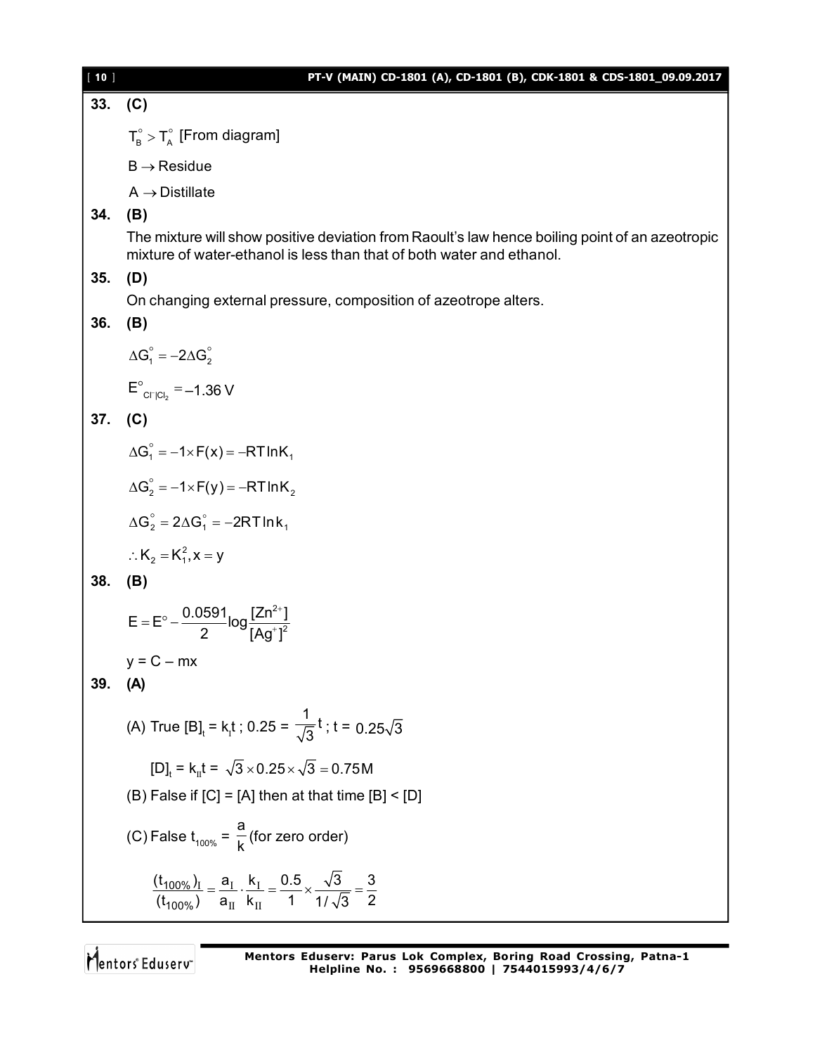**33. (C)**

$T_B^\circ > T_A^\circ$ [From diagram]

$B \rightarrow$ Residue

$A \rightarrow$ Distillate

**34. (B)**

The mixture will show positive deviation from Raoult's law hence boiling point of an azeotropic mixture of water-ethanol is less than that of both water and ethanol.

**35. (D)**

On changing external pressure, composition of azeotrope alters.

**36. (B)**

$\Delta G_1^\circ = -2\Delta G_2^\circ$

$E^\circ_{Cl^-|Cl_2} = -1.36\text{ V}$

**37. (C)**

$\Delta G_1^\circ = -1 \times F(x) = -RT\ln K_1$

$\Delta G_2^\circ = -1 \times F(y) = -RT\ln K_2$

$\Delta G_2^\circ = 2\Delta G_1^\circ = -2RT\ln k_1$

$\therefore K_2 = K_1^2, x = y$

**38. (B)**

$$E = E^\circ - \frac{0.0591}{2}\log\frac{[Zn^{2+}]}{[Ag^+]^2}$$

y = C – mx

**39. (A)**

(A) True $[B]_t = k_I t$ ; $0.25 = \frac{1}{\sqrt{3}}t$ ; $t = 0.25\sqrt{3}$

$[D]_t = k_{II}t = \sqrt{3} \times 0.25 \times \sqrt{3} = 0.75\text{M}$

(B) False if [C] = [A] then at that time [B] < [D]

(C) False $t_{100\%} = \frac{a}{k}$ (for zero order)

$$\frac{(t_{100\%})_I}{(t_{100\%})} = \frac{a_I}{a_{II}} \cdot \frac{k_I}{k_{II}} = \frac{0.5}{1} \times \frac{\sqrt{3}}{1/\sqrt{3}} = \frac{3}{2}$$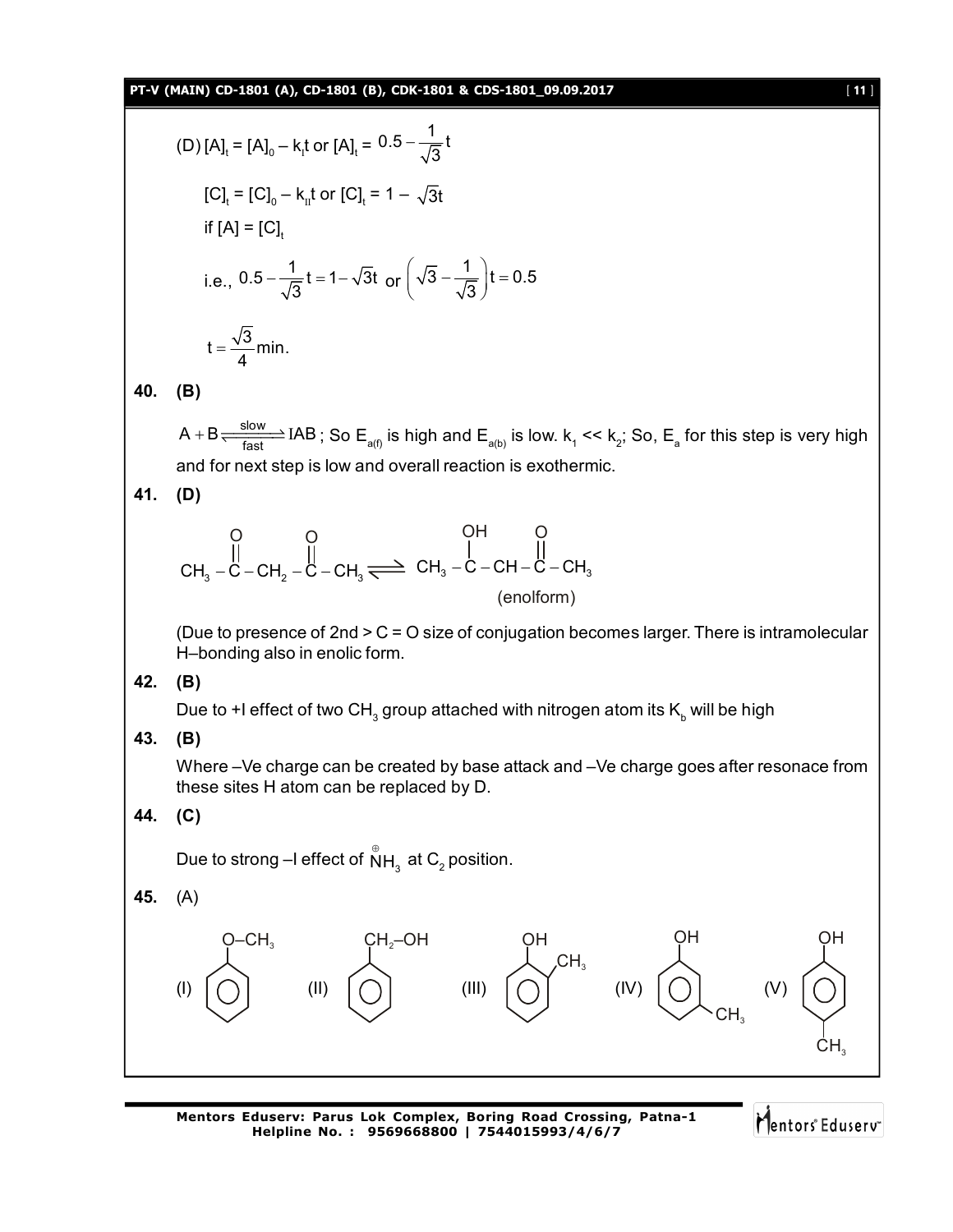(D) $[A]_t = [A]_0 - k_I t$ or $[A]_t = 0.5 - \frac{1}{\sqrt{3}}t$

$[C]_t = [C]_0 - k_{II}t$ or $[C]_t = 1 - \sqrt{3}t$

if $[A] = [C]_t$

i.e., $0.5 - \frac{1}{\sqrt{3}}t = 1 - \sqrt{3}t$ or $\left(\sqrt{3} - \frac{1}{\sqrt{3}}\right)t = 0.5$

$$t = \frac{\sqrt{3}}{4}\text{min.}$$

**40. (B)**

$A + B \underset{\text{fast}}{\overset{\text{slow}}{\rightleftharpoons}} IAB$ ; So $E_{a(f)}$ is high and $E_{a(b)}$ is low. $k_1 << k_2$; So, $E_a$ for this step is very high and for next step is low and overall reaction is exothermic.

**41. (D)**

$$CH_3-\overset{O}{\overset{||}{C}}-CH_2-\overset{O}{\overset{||}{C}}-CH_3 \rightleftharpoons CH_3-\overset{OH}{\overset{|}{C}}=CH-\overset{O}{\overset{||}{C}}-CH_3$$

(enolform)

(Due to presence of 2nd > C = O size of conjugation becomes larger. There is intramolecular H–bonding also in enolic form.

**42. (B)**

Due to +I effect of two $CH_3$ group attached with nitrogen atom its $K_b$ will be high

**43. (B)**

Where –Ve charge can be created by base attack and –Ve charge goes after resonace from these sites H atom can be replaced by D.

**44. (C)**

Due to strong –I effect of $\overset{\oplus}{N}H_3$ at $C_2$ position.

**45.** (A)

(I) Anisole ($C_6H_5$–O–$CH_3$) (II) Benzyl alcohol ($C_6H_5$–$CH_2$–OH) (III) o-cresol (OH with $CH_3$ at ortho) (IV) m-cresol (OH with $CH_3$ at meta) (V) p-cresol (OH with $CH_3$ at para)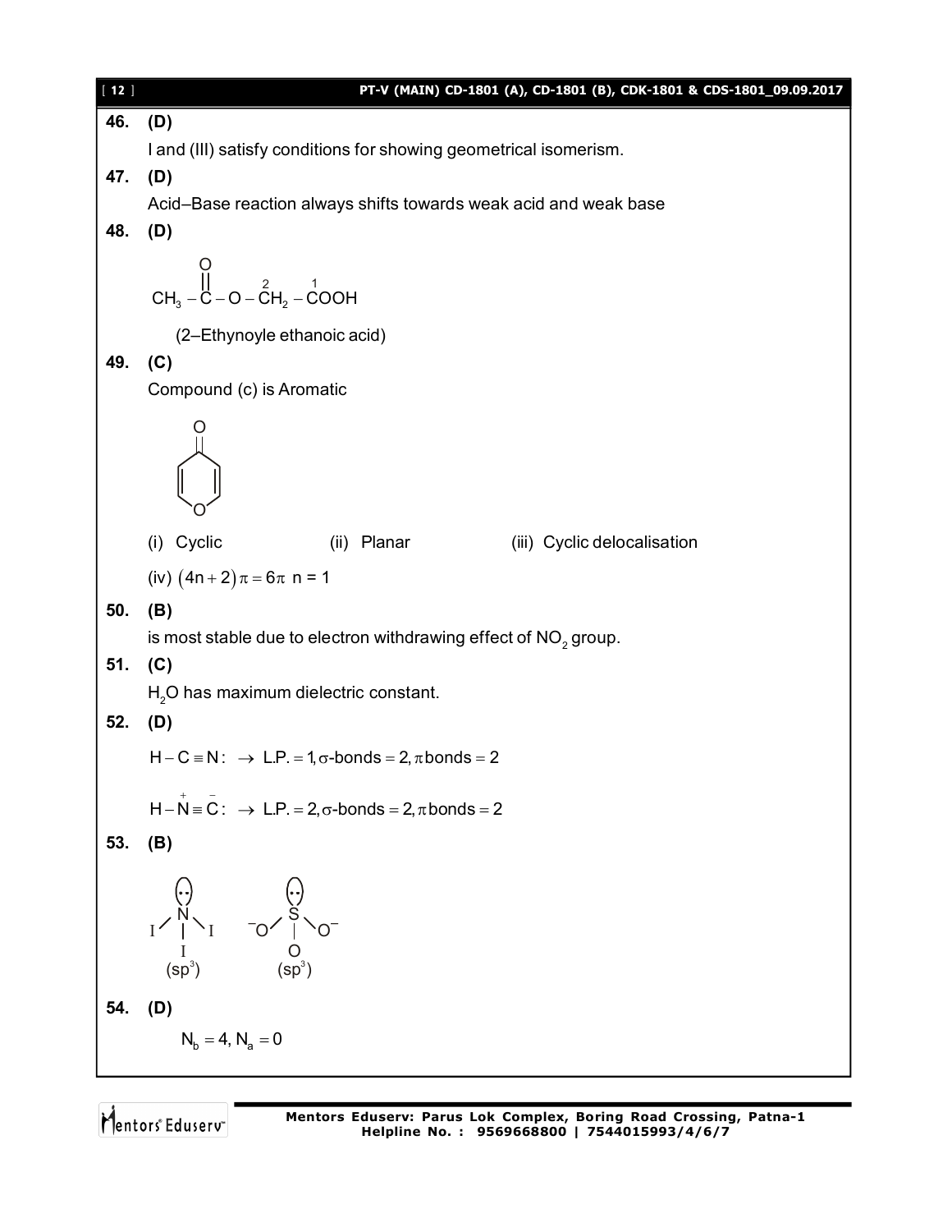**46. (D)**

I and (III) satisfy conditions for showing geometrical isomerism.

**47. (D)**

Acid–Base reaction always shifts towards weak acid and weak base

**48. (D)**

$$CH_3-\overset{\overset{\displaystyle O}{||}}{C}-O-\overset{2}{C}H_2-\overset{1}{C}OOH$$

(2–Ethynoyle ethanoic acid)

**49. (C)**

Compound (c) is Aromatic

(i) Cyclic (ii) Planar (iii) Cyclic delocalisation

(iv) $(4n+2)\pi = 6\pi$ n = 1

**50. (B)**

is most stable due to electron withdrawing effect of $NO_2$ group.

**51. (C)**

$H_2O$ has maximum dielectric constant.

**52. (D)**

$H-C\equiv N: \rightarrow$ L.P. $= 1, \sigma$-bonds $= 2, \pi$ bonds $= 2$

$H-\overset{+}{N}\equiv\overset{-}{C}: \rightarrow$ L.P. $= 2, \sigma$-bonds $= 2, \pi$ bonds $= 2$

**53. (B)**

$NI_3$ ($sp^3$) $SO_3^{2-}$ ($sp^3$)

**54. (D)**

$N_b = 4, N_a = 0$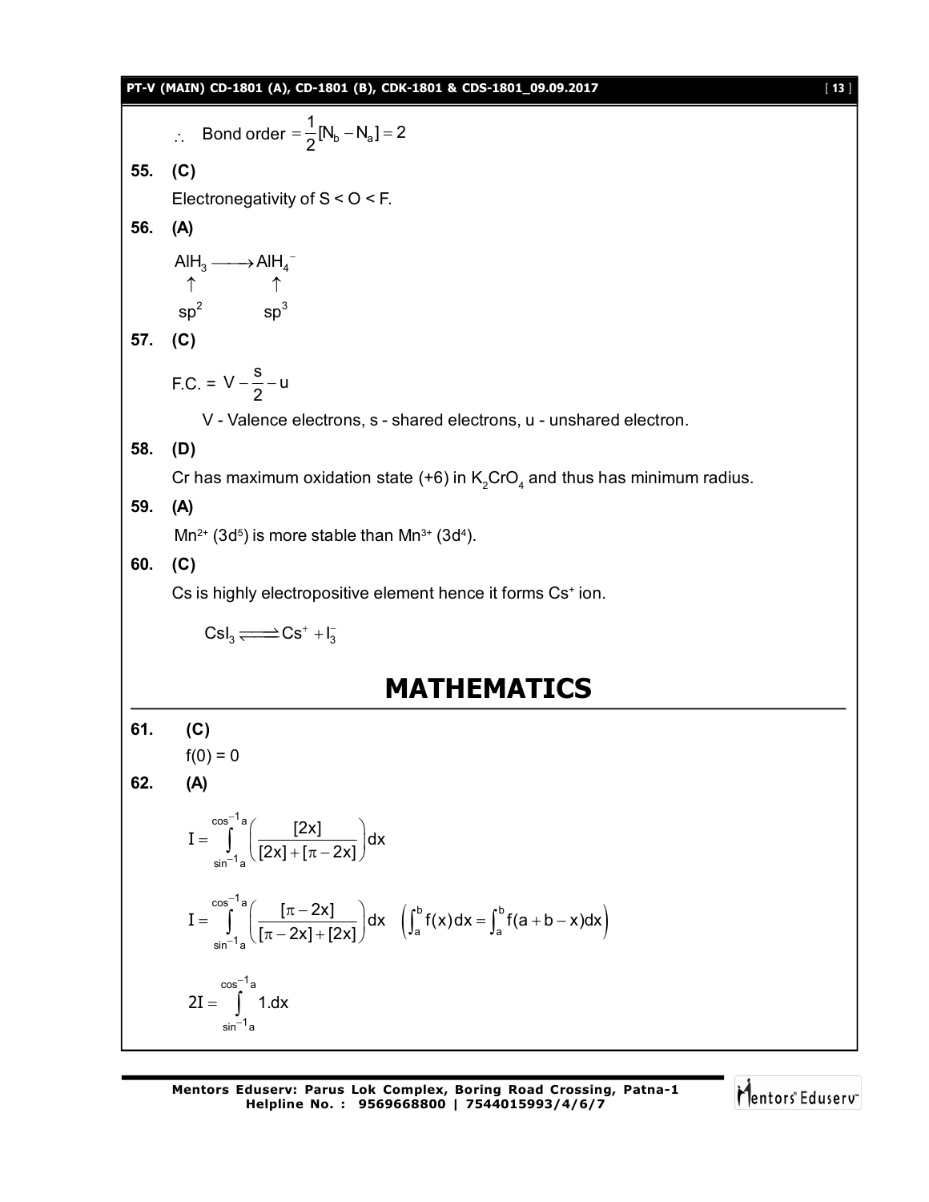$\therefore$ Bond order $= \frac{1}{2}[N_b - N_a] = 2$

**55. (C)**

Electronegativity of S < O < F.

**56. (A)**

$$\underset{\underset{sp^2}{\uparrow}}{AlH_3} \longrightarrow \underset{\underset{sp^3}{\uparrow}}{AlH_4^-}$$

**57. (C)**

F.C. = $V - \frac{s}{2} - u$

V - Valence electrons, s - shared electrons, u - unshared electron.

**58. (D)**

Cr has maximum oxidation state (+6) in $K_2CrO_4$ and thus has minimum radius.

**59. (A)**

$Mn^{2+}$ ($3d^5$) is more stable than $Mn^{3+}$ ($3d^4$).

**60. (C)**

Cs is highly electropositive element hence it forms $Cs^+$ ion.

$$CsI_3 \rightleftharpoons Cs^+ + I_3^-$$

# MATHEMATICS

**61. (C)**

f(0) = 0

**62. (A)**

$$I = \int_{\sin^{-1}a}^{\cos^{-1}a} \left( \frac{[2x]}{[2x] + [\pi - 2x]} \right) dx$$

$$I = \int_{\sin^{-1}a}^{\cos^{-1}a} \left( \frac{[\pi - 2x]}{[\pi - 2x] + [2x]} \right) dx \quad \left( \int_a^b f(x)dx = \int_a^b f(a + b - x)dx \right)$$

$$2I = \int_{\sin^{-1}a}^{\cos^{-1}a} 1.dx$$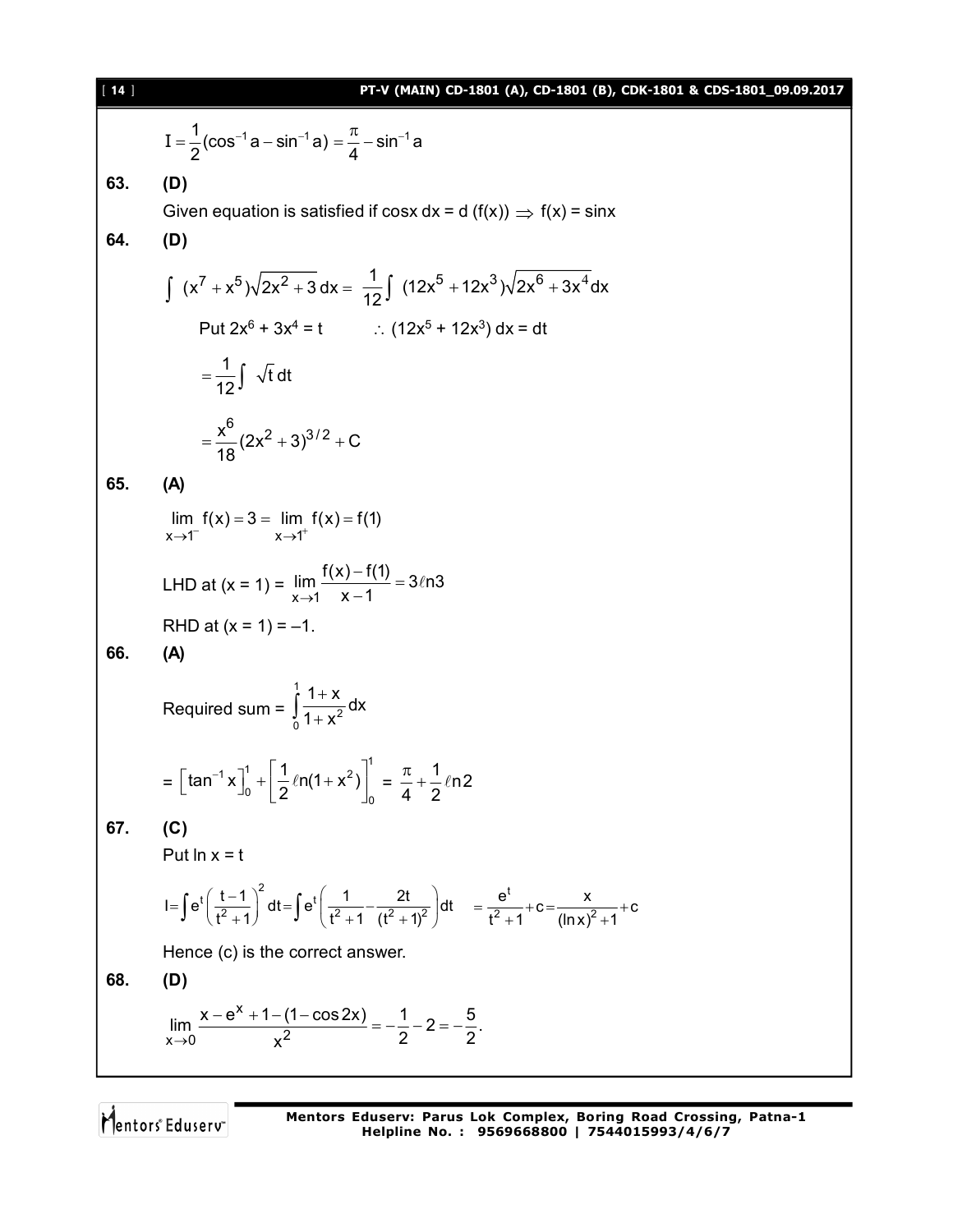$$I = \frac{1}{2}(\cos^{-1} a - \sin^{-1} a) = \frac{\pi}{4} - \sin^{-1} a$$

**63. (D)**

Given equation is satisfied if cosx dx = d (f(x)) $\Rightarrow$ f(x) = sinx

**64. (D)**

$$\int (x^7 + x^5)\sqrt{2x^2 + 3}\, dx = \frac{1}{12}\int (12x^5 + 12x^3)\sqrt{2x^6 + 3x^4}\, dx$$

Put $2x^6 + 3x^4 = t$ $\quad\therefore (12x^5 + 12x^3)\, dx = dt$

$$= \frac{1}{12}\int \sqrt{t}\, dt$$

$$= \frac{x^6}{18}(2x^2 + 3)^{3/2} + C$$

**65. (A)**

$$\lim_{x\to 1^-} f(x) = 3 = \lim_{x\to 1^+} f(x) = f(1)$$

LHD at (x = 1) = $\lim\limits_{x\to 1} \dfrac{f(x) - f(1)}{x - 1} = 3\ell n3$

RHD at (x = 1) = –1.

**66. (A)**

Required sum = $\displaystyle\int_0^1 \frac{1+x}{1+x^2}\, dx$

$$= \left[\tan^{-1} x\right]_0^1 + \left[\frac{1}{2}\ell n(1+x^2)\right]_0^1 = \frac{\pi}{4} + \frac{1}{2}\ell n2$$

**67. (C)**

Put ln x = t

$$I = \int e^t \left(\frac{t-1}{t^2+1}\right)^2 dt = \int e^t \left(\frac{1}{t^2+1} - \frac{2t}{(t^2+1)^2}\right) dt \quad = \frac{e^t}{t^2+1} + c = \frac{x}{(\ln x)^2 + 1} + c$$

Hence (c) is the correct answer.

**68. (D)**

$$\lim_{x\to 0} \frac{x - e^x + 1 - (1 - \cos 2x)}{x^2} = -\frac{1}{2} - 2 = -\frac{5}{2}.$$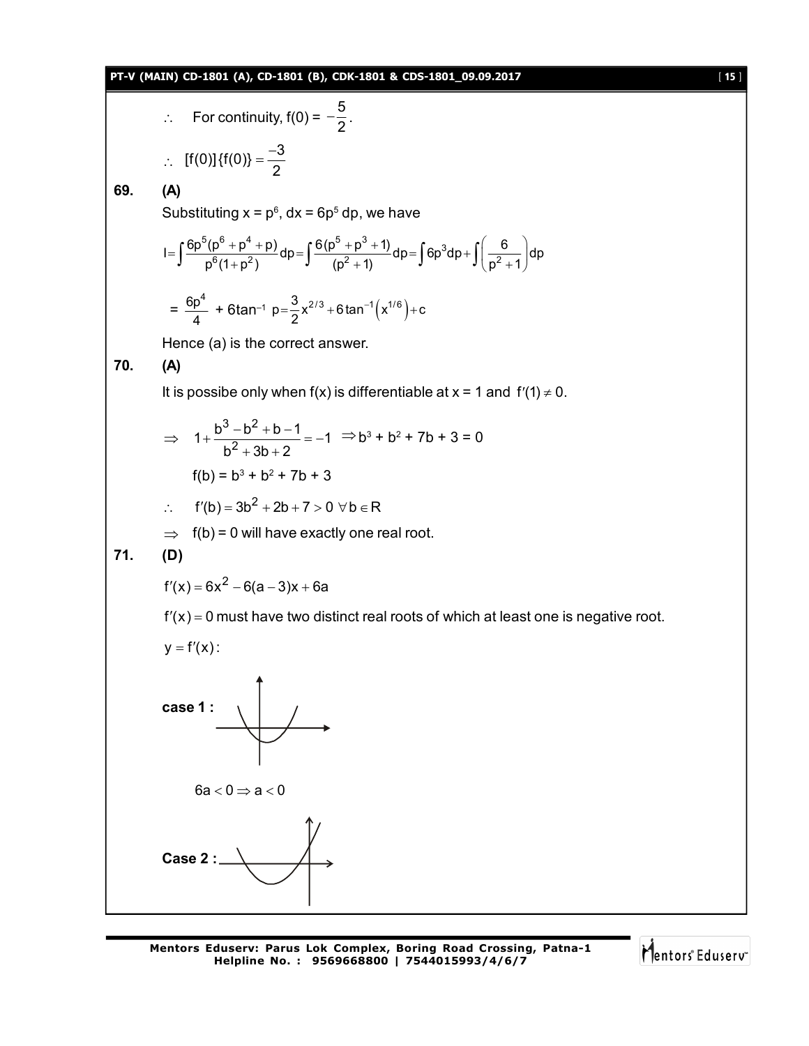$\therefore$ For continuity, $f(0) = -\dfrac{5}{2}$.

$\therefore$ $[f(0)]\{f(0)\} = \dfrac{-3}{2}$

**69.** **(A)**

Substituting $x = p^6$, $dx = 6p^5\,dp$, we have

$$I = \int \frac{6p^5(p^6 + p^4 + p)}{p^6(1+p^2)}dp = \int \frac{6(p^5 + p^3 + 1)}{(p^2+1)}dp = \int 6p^3 dp + \int \left(\frac{6}{p^2+1}\right)dp$$

$$= \frac{6p^4}{4} + 6\tan^{-1} p = \frac{3}{2}x^{2/3} + 6\tan^{-1}\left(x^{1/6}\right) + c$$

Hence (a) is the correct answer.

**70.** **(A)**

It is possibe only when f(x) is differentiable at x = 1 and $f'(1) \neq 0$.

$$\Rightarrow \quad 1 + \frac{b^3 - b^2 + b - 1}{b^2 + 3b + 2} = -1 \Rightarrow b^3 + b^2 + 7b + 3 = 0$$

$f(b) = b^3 + b^2 + 7b + 3$

$\therefore$ $f'(b) = 3b^2 + 2b + 7 > 0 \ \forall b \in R$

$\Rightarrow$ f(b) = 0 will have exactly one real root.

**71.** **(D)**

$f'(x) = 6x^2 - 6(a-3)x + 6a$

$f'(x) = 0$ must have two distinct real roots of which at least one is negative root.

$y = f'(x)$:

**case 1 :**

$6a < 0 \Rightarrow a < 0$

**Case 2 :**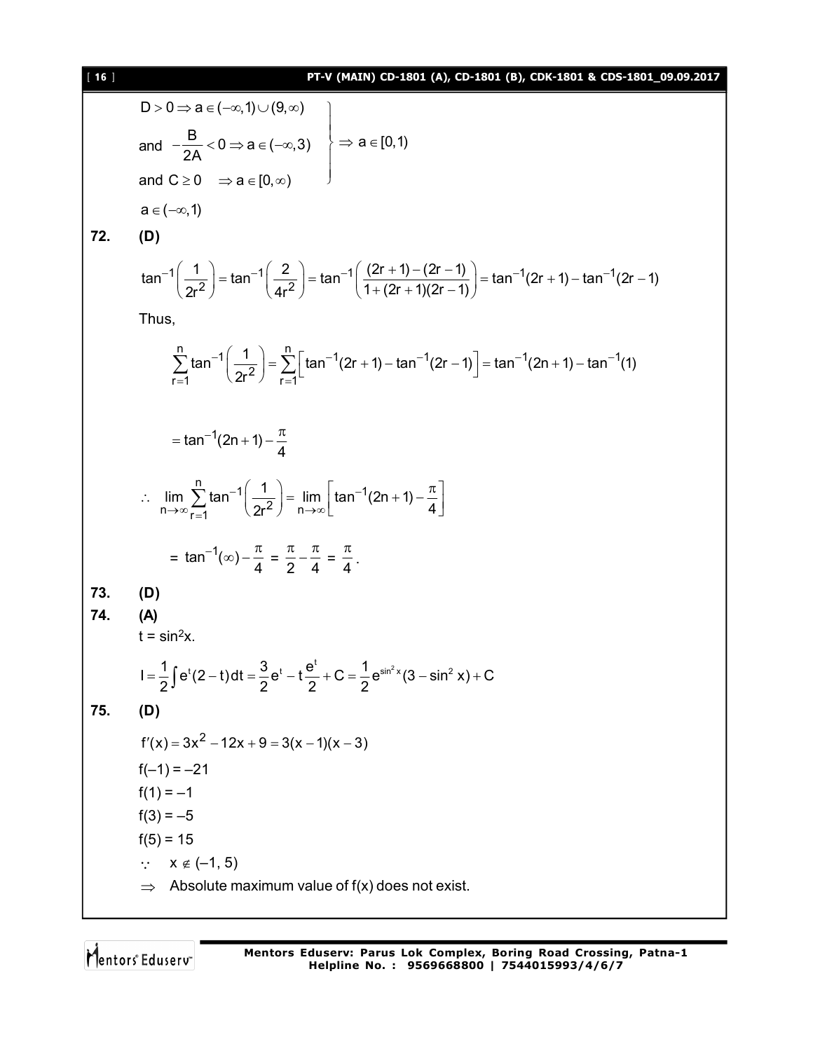$$\left.\begin{array}{l} D > 0 \Rightarrow a \in (-\infty, 1) \cup (9, \infty) \\ \text{and } -\dfrac{B}{2A} < 0 \Rightarrow a \in (-\infty, 3) \\ \text{and } C \geq 0 \quad \Rightarrow a \in [0, \infty) \end{array}\right\} \Rightarrow a \in [0,1)$$

$a \in (-\infty, 1)$

**72. (D)**

$$\tan^{-1}\left(\frac{1}{2r^2}\right) = \tan^{-1}\left(\frac{2}{4r^2}\right) = \tan^{-1}\left(\frac{(2r+1)-(2r-1)}{1+(2r+1)(2r-1)}\right) = \tan^{-1}(2r+1) - \tan^{-1}(2r-1)$$

Thus,

$$\sum_{r=1}^{n} \tan^{-1}\left(\frac{1}{2r^2}\right) = \sum_{r=1}^{n}\left[\tan^{-1}(2r+1) - \tan^{-1}(2r-1)\right] = \tan^{-1}(2n+1) - \tan^{-1}(1)$$

$$= \tan^{-1}(2n+1) - \frac{\pi}{4}$$

$$\therefore \lim_{n\to\infty} \sum_{r=1}^{n} \tan^{-1}\left(\frac{1}{2r^2}\right) = \lim_{n\to\infty}\left[\tan^{-1}(2n+1) - \frac{\pi}{4}\right]$$

$$= \tan^{-1}(\infty) - \frac{\pi}{4} = \frac{\pi}{2} - \frac{\pi}{4} = \frac{\pi}{4}.$$

**73. (D)**

**74. (A)**

$t = \sin^2 x$.

$$I = \frac{1}{2}\int e^t(2-t)\,dt = \frac{3}{2}e^t - t\frac{e^t}{2} + C = \frac{1}{2}e^{\sin^2 x}(3 - \sin^2 x) + C$$

**75. (D)**

$f'(x) = 3x^2 - 12x + 9 = 3(x-1)(x-3)$

$f(-1) = -21$

$f(1) = -1$

$f(3) = -5$

$f(5) = 15$

$\because \quad x \notin (-1, 5)$

$\Rightarrow$ Absolute maximum value of $f(x)$ does not exist.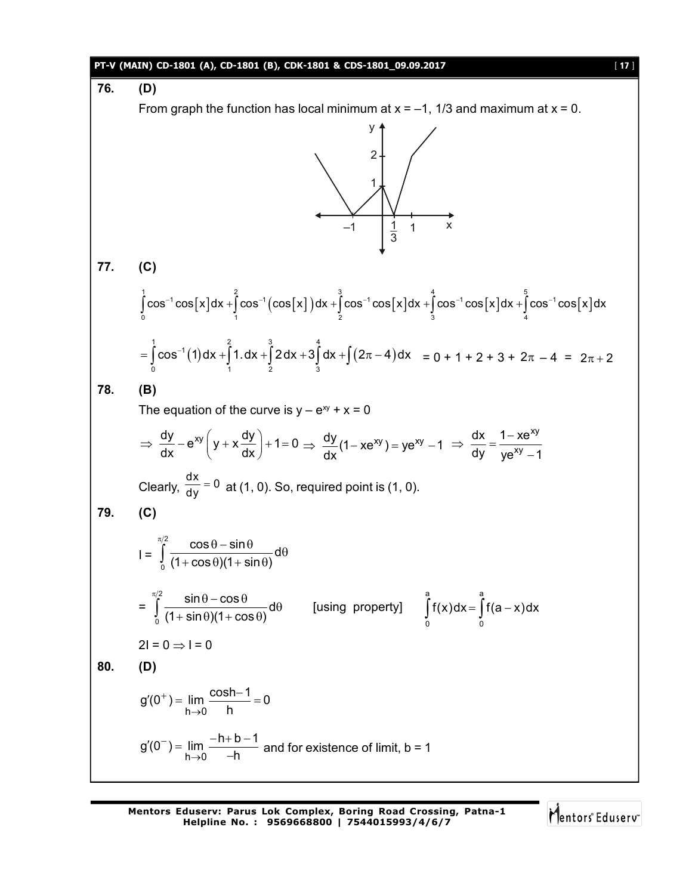**76. (D)**

From graph the function has local minimum at x = –1, 1/3 and maximum at x = 0.

**77. (C)**

$$\int_0^1 \cos^{-1}\cos[x]dx + \int_1^2 \cos^{-1}(\cos[x])dx + \int_2^3 \cos^{-1}\cos[x]dx + \int_3^4 \cos^{-1}\cos[x]dx + \int_4^5 \cos^{-1}\cos[x]dx$$

$$= \int_0^1 \cos^{-1}(1)dx + \int_1^2 1.dx + \int_2^3 2dx + 3\int_3^4 dx + \int(2\pi - 4)dx = 0 + 1 + 2 + 3 + 2\pi - 4 = 2\pi + 2$$

**78. (B)**

The equation of the curve is $y - e^{xy} + x = 0$

$$\Rightarrow \frac{dy}{dx} - e^{xy}\left(y + x\frac{dy}{dx}\right) + 1 = 0 \Rightarrow \frac{dy}{dx}(1 - xe^{xy}) = ye^{xy} - 1 \Rightarrow \frac{dx}{dy} = \frac{1 - xe^{xy}}{ye^{xy} - 1}$$

Clearly, $\frac{dx}{dy} = 0$ at (1, 0). So, required point is (1, 0).

**79. (C)**

$$I = \int_0^{\pi/2} \frac{\cos\theta - \sin\theta}{(1+\cos\theta)(1+\sin\theta)}d\theta$$

$$= \int_0^{\pi/2} \frac{\sin\theta - \cos\theta}{(1+\sin\theta)(1+\cos\theta)}d\theta \qquad \text{[using property]} \quad \int_0^a f(x)dx = \int_0^a f(a-x)dx$$

$2I = 0 \Rightarrow I = 0$

**80. (D)**

$$g'(0^+) = \lim_{h\to 0} \frac{\cos h - 1}{h} = 0$$

$$g'(0^-) = \lim_{h\to 0} \frac{-h + b - 1}{-h} \text{ and for existence of limit, } b = 1$$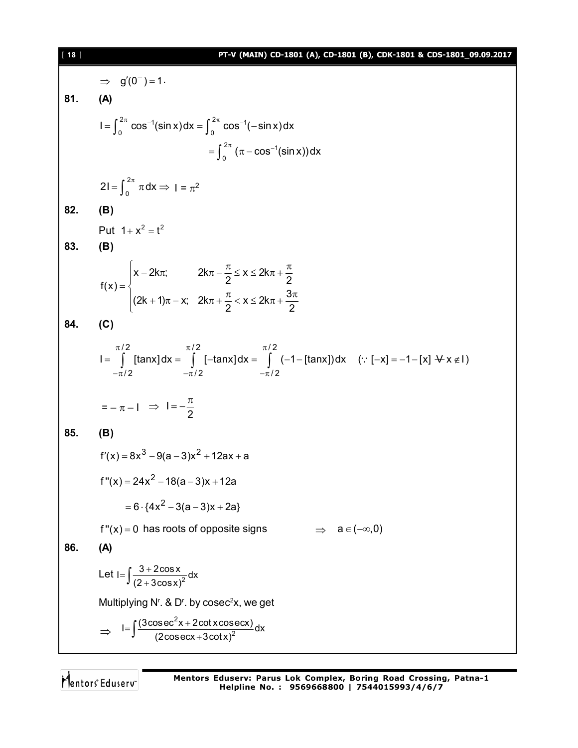$\Rightarrow \quad g'(0^-) = 1$.

**81. (A)**

$$I = \int_0^{2\pi} \cos^{-1}(\sin x)\,dx = \int_0^{2\pi} \cos^{-1}(-\sin x)\,dx$$

$$= \int_0^{2\pi} (\pi - \cos^{-1}(\sin x))\,dx$$

$$2I = \int_0^{2\pi} \pi\,dx \Rightarrow I = \pi^2$$

**82. (B)**

Put $1 + x^2 = t^2$

**83. (B)**

$$f(x) = \begin{cases} x - 2k\pi; & 2k\pi - \dfrac{\pi}{2} \le x \le 2k\pi + \dfrac{\pi}{2} \\ (2k+1)\pi - x; & 2k\pi + \dfrac{\pi}{2} < x \le 2k\pi + \dfrac{3\pi}{2} \end{cases}$$

**84. (C)**

$$I = \int_{-\pi/2}^{\pi/2} [\tan x]\,dx = \int_{-\pi/2}^{\pi/2} [-\tan x]\,dx = \int_{-\pi/2}^{\pi/2} (-1 - [\tan x])\,dx \quad (\because [-x] = -1 - [x] \ \forall x \notin I)$$

$$= -\pi - I \quad \Rightarrow \quad I = -\frac{\pi}{2}$$

**85. (B)**

$$f'(x) = 8x^3 - 9(a-3)x^2 + 12ax + a$$

$$f''(x) = 24x^2 - 18(a-3)x + 12a$$

$$= 6 \cdot \{4x^2 - 3(a-3)x + 2a\}$$

$f''(x) = 0$ has roots of opposite signs $\quad \Rightarrow \quad a \in (-\infty, 0)$

**86. (A)**

Let $I = \displaystyle\int \frac{3 + 2\cos x}{(2 + 3\cos x)^2}\,dx$

Multiplying $N^r$. & $D^r$. by $\text{cosec}^2 x$, we get

$$\Rightarrow \quad I = \int \frac{(3\,\text{cosec}^2 x + 2\cot x\,\text{cosec}\,x)}{(2\,\text{cosec}\,x + 3\cot x)^2}\,dx$$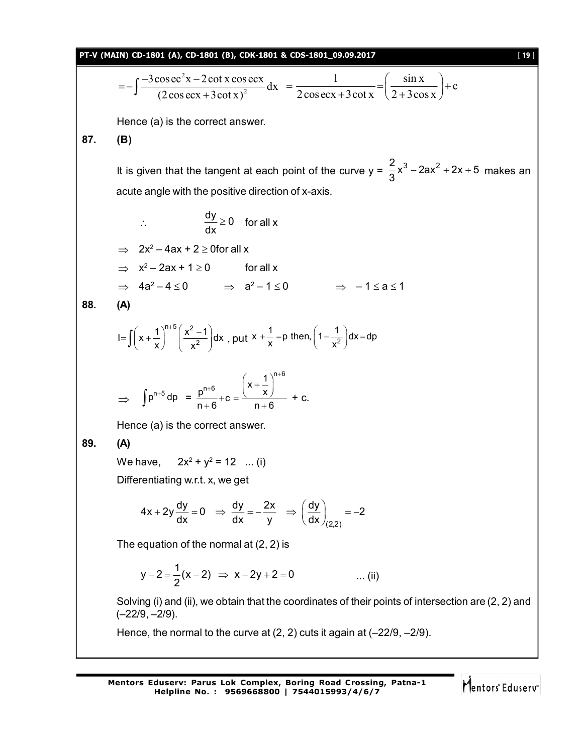$$= -\int \frac{-3\,\text{cosec}^2 x - 2\cot x\,\text{cosec}x}{(2\,\text{cosec}x + 3\cot x)^2}\,dx \;=\; \frac{1}{2\,\text{cosec}x + 3\cot x} = \left(\frac{\sin x}{2 + 3\cos x}\right) + c$$

Hence (a) is the correct answer.

**87. (B)**

It is given that the tangent at each point of the curve y = $\frac{2}{3}x^3 - 2ax^2 + 2x + 5$ makes an acute angle with the positive direction of x-axis.

$\therefore \qquad \frac{dy}{dx} \geq 0 \quad$ for all x

$\Rightarrow \quad 2x^2 - 4ax + 2 \geq 0$ for all x

$\Rightarrow \quad x^2 - 2ax + 1 \geq 0 \qquad$ for all x

$\Rightarrow \quad 4a^2 - 4 \leq 0 \qquad \Rightarrow \quad a^2 - 1 \leq 0 \qquad \Rightarrow \quad -1 \leq a \leq 1$

**88. (A)**

$I = \int \left(x + \frac{1}{x}\right)^{n+5} \left(\frac{x^2 - 1}{x^2}\right) dx$ , put $x + \frac{1}{x} = p$ then, $\left(1 - \frac{1}{x^2}\right)dx = dp$

$$\Rightarrow \quad \int p^{n+5}\,dp \;=\; \frac{p^{n+6}}{n+6} + c = \frac{\left(x + \frac{1}{x}\right)^{n+6}}{n+6} + c.$$

Hence (a) is the correct answer.

**89. (A)**

We have, $\quad 2x^2 + y^2 = 12 \quad$ ... (i)

Differentiating w.r.t. x, we get

$$4x + 2y\frac{dy}{dx} = 0 \;\Rightarrow\; \frac{dy}{dx} = -\frac{2x}{y} \;\Rightarrow\; \left(\frac{dy}{dx}\right)_{(2,2)} = -2$$

The equation of the normal at (2, 2) is

$$y - 2 = \frac{1}{2}(x - 2) \;\Rightarrow\; x - 2y + 2 = 0 \qquad \text{... (ii)}$$

Solving (i) and (ii), we obtain that the coordinates of their points of intersection are (2, 2) and (–22/9, –2/9).

Hence, the normal to the curve at (2, 2) cuts it again at (–22/9, –2/9).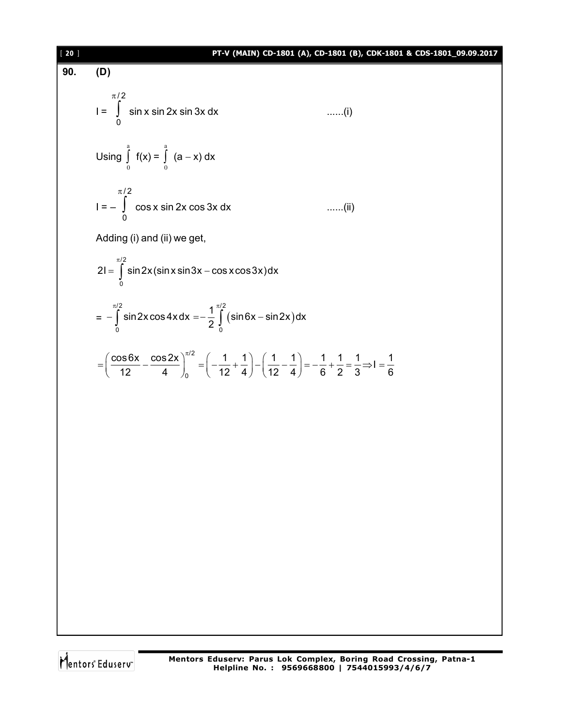**90. (D)**

$$I = \int_0^{\pi/2} \sin x \sin 2x \sin 3x \, dx \qquad \text{......(i)}$$

Using $\int_0^a f(x) = \int_0^a (a-x)\,dx$

$$I = -\int_0^{\pi/2} \cos x \sin 2x \cos 3x \, dx \qquad \text{......(ii)}$$

Adding (i) and (ii) we get,

$$2I = \int_0^{\pi/2} \sin 2x(\sin x \sin 3x - \cos x \cos 3x)dx$$

$$= -\int_0^{\pi/2} \sin 2x \cos 4x \, dx = -\frac{1}{2}\int_0^{\pi/2} (\sin 6x - \sin 2x)dx$$

$$= \left(\frac{\cos 6x}{12} - \frac{\cos 2x}{4}\right)_0^{\pi/2} = \left(-\frac{1}{12} + \frac{1}{4}\right) - \left(\frac{1}{12} - \frac{1}{4}\right) = -\frac{1}{6} + \frac{1}{2} = \frac{1}{3} \Rightarrow I = \frac{1}{6}$$